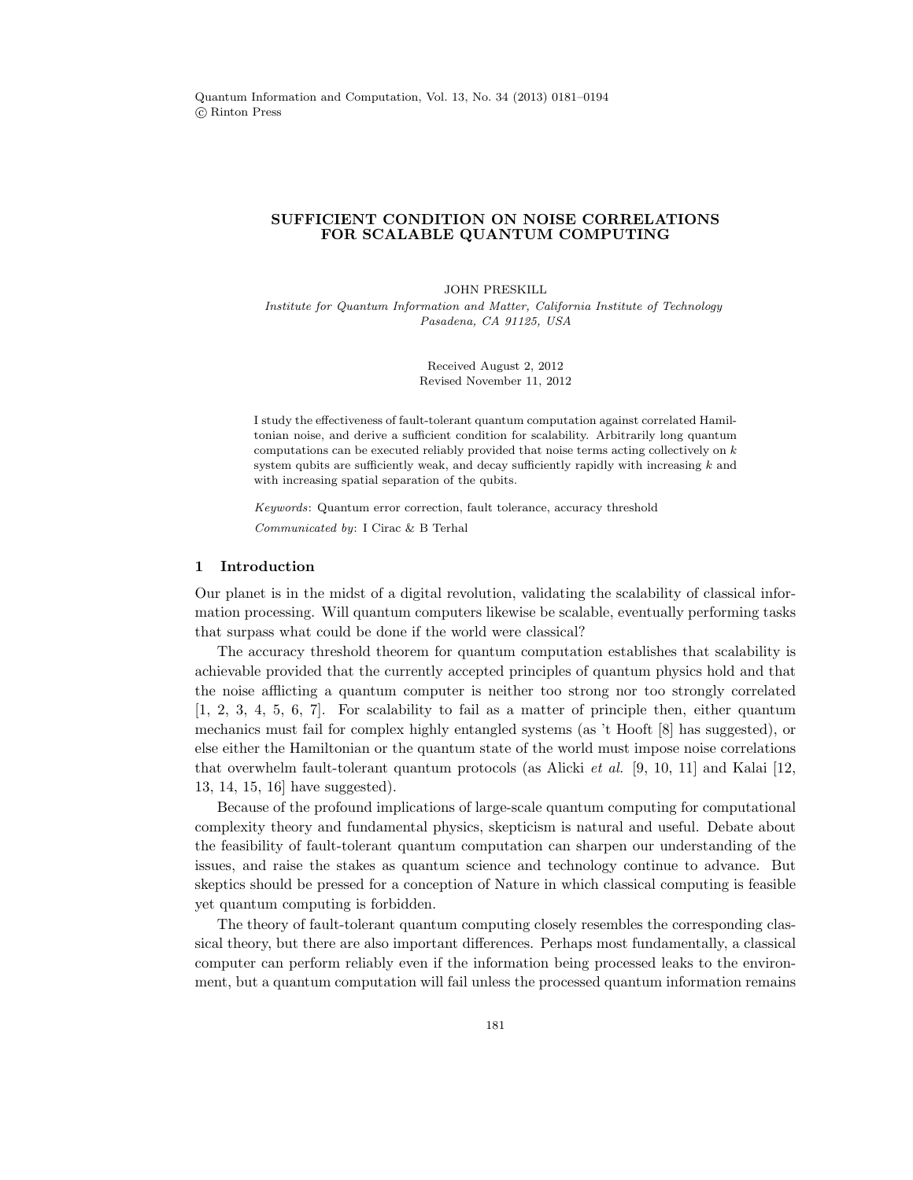# SUFFICIENT CONDITION ON NOISE CORRELATIONS FOR SCALABLE QUANTUM COMPUTING

JOHN PRESKILL

*Institute for Quantum Information and Matter, California Institute of Technology*
*Pasadena, CA 91125, USA*

Received August 2, 2012
Revised November 11, 2012

I study the effectiveness of fault-tolerant quantum computation against correlated Hamiltonian noise, and derive a sufficient condition for scalability. Arbitrarily long quantum computations can be executed reliably provided that noise terms acting collectively on $k$ system qubits are sufficiently weak, and decay sufficiently rapidly with increasing $k$ and with increasing spatial separation of the qubits.

*Keywords*: Quantum error correction, fault tolerance, accuracy threshold

*Communicated by*: I Cirac & B Terhal

## 1 Introduction

Our planet is in the midst of a digital revolution, validating the scalability of classical information processing. Will quantum computers likewise be scalable, eventually performing tasks that surpass what could be done if the world were classical?

The accuracy threshold theorem for quantum computation establishes that scalability is achievable provided that the currently accepted principles of quantum physics hold and that the noise afflicting a quantum computer is neither too strong nor too strongly correlated [1, 2, 3, 4, 5, 6, 7]. For scalability to fail as a matter of principle then, either quantum mechanics must fail for complex highly entangled systems (as 't Hooft [8] has suggested), or else either the Hamiltonian or the quantum state of the world must impose noise correlations that overwhelm fault-tolerant quantum protocols (as Alicki *et al.* [9, 10, 11] and Kalai [12, 13, 14, 15, 16] have suggested).

Because of the profound implications of large-scale quantum computing for computational complexity theory and fundamental physics, skepticism is natural and useful. Debate about the feasibility of fault-tolerant quantum computation can sharpen our understanding of the issues, and raise the stakes as quantum science and technology continue to advance. But skeptics should be pressed for a conception of Nature in which classical computing is feasible yet quantum computing is forbidden.

The theory of fault-tolerant quantum computing closely resembles the corresponding classical theory, but there are also important differences. Perhaps most fundamentally, a classical computer can perform reliably even if the information being processed leaks to the environment, but a quantum computation will fail unless the processed quantum information remains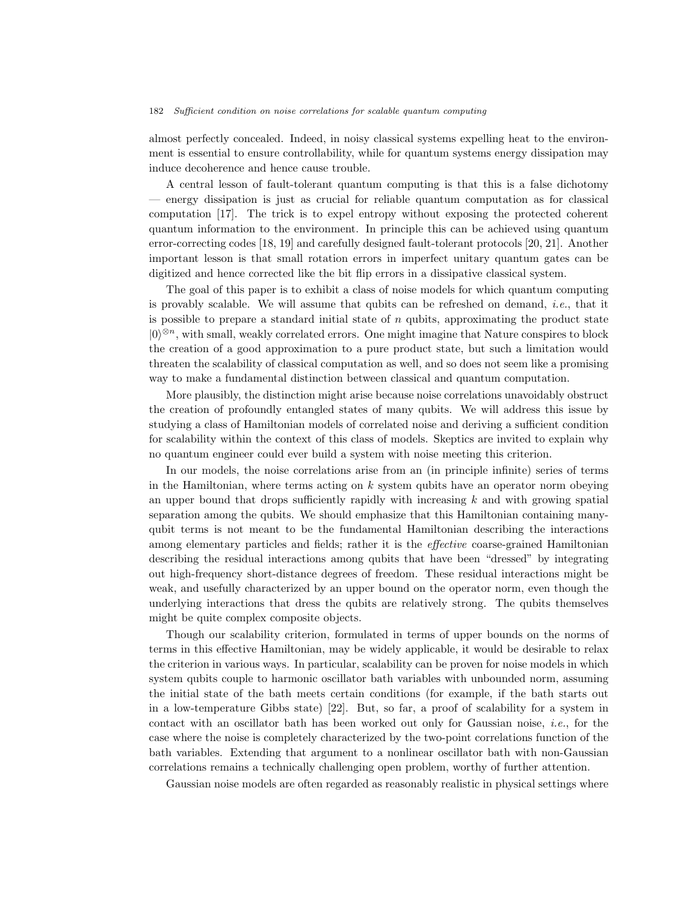almost perfectly concealed. Indeed, in noisy classical systems expelling heat to the environment is essential to ensure controllability, while for quantum systems energy dissipation may induce decoherence and hence cause trouble.

A central lesson of fault-tolerant quantum computing is that this is a false dichotomy — energy dissipation is just as crucial for reliable quantum computation as for classical computation [17]. The trick is to expel entropy without exposing the protected coherent quantum information to the environment. In principle this can be achieved using quantum error-correcting codes [18, 19] and carefully designed fault-tolerant protocols [20, 21]. Another important lesson is that small rotation errors in imperfect unitary quantum gates can be digitized and hence corrected like the bit flip errors in a dissipative classical system.

The goal of this paper is to exhibit a class of noise models for which quantum computing is provably scalable. We will assume that qubits can be refreshed on demand, *i.e.*, that it is possible to prepare a standard initial state of $n$ qubits, approximating the product state $|0\rangle^{\otimes n}$, with small, weakly correlated errors. One might imagine that Nature conspires to block the creation of a good approximation to a pure product state, but such a limitation would threaten the scalability of classical computation as well, and so does not seem like a promising way to make a fundamental distinction between classical and quantum computation.

More plausibly, the distinction might arise because noise correlations unavoidably obstruct the creation of profoundly entangled states of many qubits. We will address this issue by studying a class of Hamiltonian models of correlated noise and deriving a sufficient condition for scalability within the context of this class of models. Skeptics are invited to explain why no quantum engineer could ever build a system with noise meeting this criterion.

In our models, the noise correlations arise from an (in principle infinite) series of terms in the Hamiltonian, where terms acting on $k$ system qubits have an operator norm obeying an upper bound that drops sufficiently rapidly with increasing $k$ and with growing spatial separation among the qubits. We should emphasize that this Hamiltonian containing many-qubit terms is not meant to be the fundamental Hamiltonian describing the interactions among elementary particles and fields; rather it is the *effective* coarse-grained Hamiltonian describing the residual interactions among qubits that have been "dressed" by integrating out high-frequency short-distance degrees of freedom. These residual interactions might be weak, and usefully characterized by an upper bound on the operator norm, even though the underlying interactions that dress the qubits are relatively strong. The qubits themselves might be quite complex composite objects.

Though our scalability criterion, formulated in terms of upper bounds on the norms of terms in this effective Hamiltonian, may be widely applicable, it would be desirable to relax the criterion in various ways. In particular, scalability can be proven for noise models in which system qubits couple to harmonic oscillator bath variables with unbounded norm, assuming the initial state of the bath meets certain conditions (for example, if the bath starts out in a low-temperature Gibbs state) [22]. But, so far, a proof of scalability for a system in contact with an oscillator bath has been worked out only for Gaussian noise, *i.e.*, for the case where the noise is completely characterized by the two-point correlations function of the bath variables. Extending that argument to a nonlinear oscillator bath with non-Gaussian correlations remains a technically challenging open problem, worthy of further attention.

Gaussian noise models are often regarded as reasonably realistic in physical settings where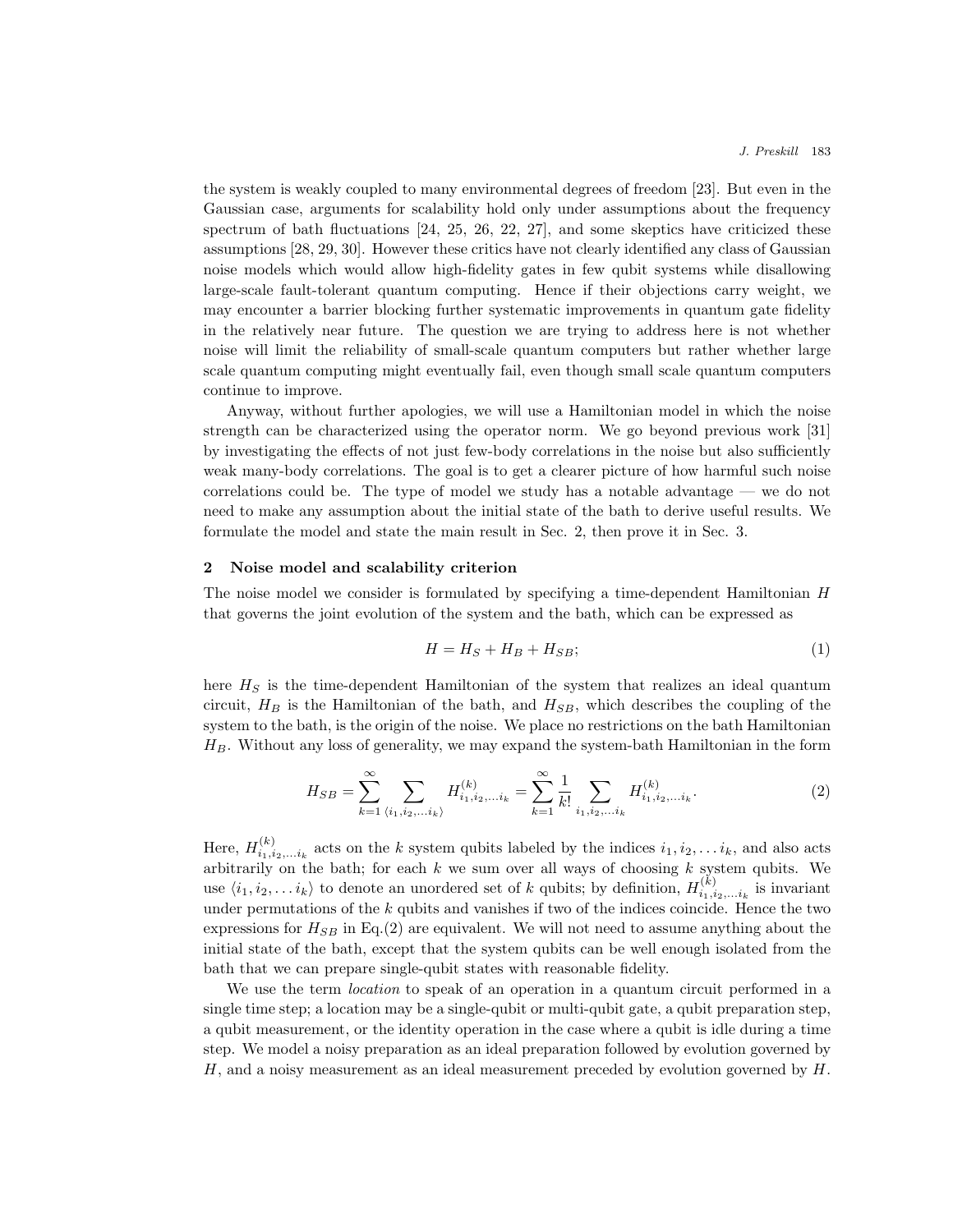the system is weakly coupled to many environmental degrees of freedom [23]. But even in the Gaussian case, arguments for scalability hold only under assumptions about the frequency spectrum of bath fluctuations [24, 25, 26, 22, 27], and some skeptics have criticized these assumptions [28, 29, 30]. However these critics have not clearly identified any class of Gaussian noise models which would allow high-fidelity gates in few qubit systems while disallowing large-scale fault-tolerant quantum computing. Hence if their objections carry weight, we may encounter a barrier blocking further systematic improvements in quantum gate fidelity in the relatively near future. The question we are trying to address here is not whether noise will limit the reliability of small-scale quantum computers but rather whether large scale quantum computing might eventually fail, even though small scale quantum computers continue to improve.

Anyway, without further apologies, we will use a Hamiltonian model in which the noise strength can be characterized using the operator norm. We go beyond previous work [31] by investigating the effects of not just few-body correlations in the noise but also sufficiently weak many-body correlations. The goal is to get a clearer picture of how harmful such noise correlations could be. The type of model we study has a notable advantage — we do not need to make any assumption about the initial state of the bath to derive useful results. We formulate the model and state the main result in Sec. 2, then prove it in Sec. 3.

## 2 Noise model and scalability criterion

The noise model we consider is formulated by specifying a time-dependent Hamiltonian $H$ that governs the joint evolution of the system and the bath, which can be expressed as

$$H = H_S + H_B + H_{SB}; \tag{1}$$

here $H_S$ is the time-dependent Hamiltonian of the system that realizes an ideal quantum circuit, $H_B$ is the Hamiltonian of the bath, and $H_{SB}$, which describes the coupling of the system to the bath, is the origin of the noise. We place no restrictions on the bath Hamiltonian $H_B$. Without any loss of generality, we may expand the system-bath Hamiltonian in the form

$$H_{SB} = \sum_{k=1}^{\infty} \sum_{\langle i_1, i_2, \ldots i_k \rangle} H^{(k)}_{i_1, i_2, \ldots i_k} = \sum_{k=1}^{\infty} \frac{1}{k!} \sum_{i_1, i_2, \ldots i_k} H^{(k)}_{i_1, i_2, \ldots i_k}. \tag{2}$$

Here, $H^{(k)}_{i_1, i_2, \ldots i_k}$ acts on the $k$ system qubits labeled by the indices $i_1, i_2, \ldots i_k$, and also acts arbitrarily on the bath; for each $k$ we sum over all ways of choosing $k$ system qubits. We use $\langle i_1, i_2, \ldots i_k \rangle$ to denote an unordered set of $k$ qubits; by definition, $H^{(k)}_{i_1, i_2, \ldots i_k}$ is invariant under permutations of the $k$ qubits and vanishes if two of the indices coincide. Hence the two expressions for $H_{SB}$ in Eq.(2) are equivalent. We will not need to assume anything about the initial state of the bath, except that the system qubits can be well enough isolated from the bath that we can prepare single-qubit states with reasonable fidelity.

We use the term *location* to speak of an operation in a quantum circuit performed in a single time step; a location may be a single-qubit or multi-qubit gate, a qubit preparation step, a qubit measurement, or the identity operation in the case where a qubit is idle during a time step. We model a noisy preparation as an ideal preparation followed by evolution governed by $H$, and a noisy measurement as an ideal measurement preceded by evolution governed by $H$.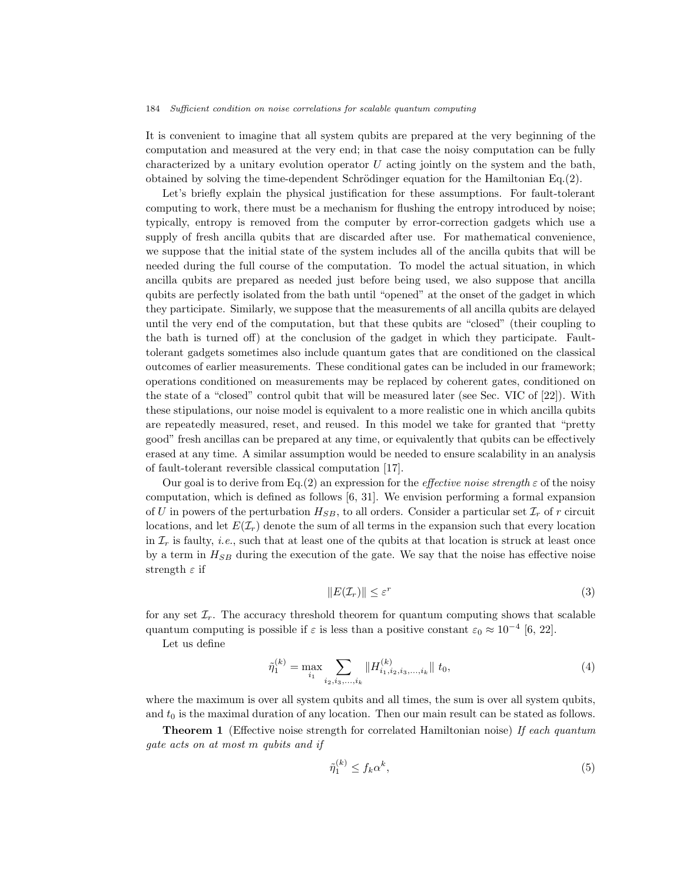It is convenient to imagine that all system qubits are prepared at the very beginning of the computation and measured at the very end; in that case the noisy computation can be fully characterized by a unitary evolution operator $U$ acting jointly on the system and the bath, obtained by solving the time-dependent Schrödinger equation for the Hamiltonian Eq.(2).

Let's briefly explain the physical justification for these assumptions. For fault-tolerant computing to work, there must be a mechanism for flushing the entropy introduced by noise; typically, entropy is removed from the computer by error-correction gadgets which use a supply of fresh ancilla qubits that are discarded after use. For mathematical convenience, we suppose that the initial state of the system includes all of the ancilla qubits that will be needed during the full course of the computation. To model the actual situation, in which ancilla qubits are prepared as needed just before being used, we also suppose that ancilla qubits are perfectly isolated from the bath until "opened" at the onset of the gadget in which they participate. Similarly, we suppose that the measurements of all ancilla qubits are delayed until the very end of the computation, but that these qubits are "closed" (their coupling to the bath is turned off) at the conclusion of the gadget in which they participate. Fault-tolerant gadgets sometimes also include quantum gates that are conditioned on the classical outcomes of earlier measurements. These conditional gates can be included in our framework; operations conditioned on measurements may be replaced by coherent gates, conditioned on the state of a "closed" control qubit that will be measured later (see Sec. VIC of [22]). With these stipulations, our noise model is equivalent to a more realistic one in which ancilla qubits are repeatedly measured, reset, and reused. In this model we take for granted that "pretty good" fresh ancillas can be prepared at any time, or equivalently that qubits can be effectively erased at any time. A similar assumption would be needed to ensure scalability in an analysis of fault-tolerant reversible classical computation [17].

Our goal is to derive from Eq.(2) an expression for the *effective noise strength* $\varepsilon$ of the noisy computation, which is defined as follows [6, 31]. We envision performing a formal expansion of $U$ in powers of the perturbation $H_{SB}$, to all orders. Consider a particular set $\mathcal{I}_r$ of $r$ circuit locations, and let $E(\mathcal{I}_r)$ denote the sum of all terms in the expansion such that every location in $\mathcal{I}_r$ is faulty, *i.e.*, such that at least one of the qubits at that location is struck at least once by a term in $H_{SB}$ during the execution of the gate. We say that the noise has effective noise strength $\varepsilon$ if

$$\|E(\mathcal{I}_r)\| \leq \varepsilon^r \tag{3}$$

for any set $\mathcal{I}_r$. The accuracy threshold theorem for quantum computing shows that scalable quantum computing is possible if $\varepsilon$ is less than a positive constant $\varepsilon_0 \approx 10^{-4}$ [6, 22].

Let us define

$$\tilde{\eta}_1^{(k)} = \max_{i_1} \sum_{i_2, i_3, \ldots, i_k} \|H^{(k)}_{i_1, i_2, i_3, \ldots, i_k}\| \; t_0, \tag{4}$$

where the maximum is over all system qubits and all times, the sum is over all system qubits, and $t_0$ is the maximal duration of any location. Then our main result can be stated as follows.

**Theorem 1** (Effective noise strength for correlated Hamiltonian noise) *If each quantum gate acts on at most $m$ qubits and if*

$$\tilde{\eta}_1^{(k)} \leq f_k \alpha^k, \tag{5}$$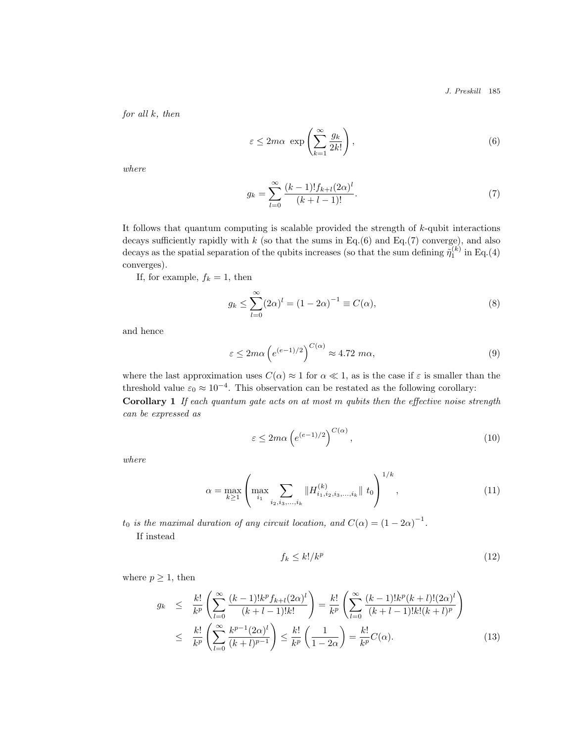*for all $k$, then*

$$\varepsilon \leq 2m\alpha \ \exp\left(\sum_{k=1}^{\infty} \frac{g_k}{2k!}\right), \tag{6}$$

*where*

$$g_k = \sum_{l=0}^{\infty} \frac{(k-1)! f_{k+l} (2\alpha)^l}{(k+l-1)!}. \tag{7}$$

It follows that quantum computing is scalable provided the strength of $k$-qubit interactions decays sufficiently rapidly with $k$ (so that the sums in Eq.(6) and Eq.(7) converge), and also decays as the spatial separation of the qubits increases (so that the sum defining $\tilde{\eta}_1^{(k)}$ in Eq.(4) converges).

If, for example, $f_k = 1$, then

$$g_k \leq \sum_{l=0}^{\infty} (2\alpha)^l = (1-2\alpha)^{-1} \equiv C(\alpha), \tag{8}$$

and hence

$$\varepsilon \leq 2m\alpha \left(e^{(e-1)/2}\right)^{C(\alpha)} \approx 4.72 \ m\alpha, \tag{9}$$

where the last approximation uses $C(\alpha) \approx 1$ for $\alpha \ll 1$, as is the case if $\varepsilon$ is smaller than the threshold value $\varepsilon_0 \approx 10^{-4}$. This observation can be restated as the following corollary:

**Corollary 1** *If each quantum gate acts on at most $m$ qubits then the effective noise strength can be expressed as*

$$\varepsilon \leq 2m\alpha \left(e^{(e-1)/2}\right)^{C(\alpha)}, \tag{10}$$

*where*

$$\alpha = \max_{k \geq 1} \left( \max_{i_1} \sum_{i_2, i_3, \ldots, i_k} \| H^{(k)}_{i_1, i_2, i_3, \ldots, i_k} \| \ t_0 \right)^{1/k}, \tag{11}$$

*$t_0$ is the maximal duration of any circuit location, and $C(\alpha) = (1-2\alpha)^{-1}$.*

If instead

$$f_k \leq k!/k^p \tag{12}$$

where $p \geq 1$, then

$$\begin{aligned} g_k &\leq \frac{k!}{k^p} \left( \sum_{l=0}^{\infty} \frac{(k-1)! k^p f_{k+l} (2\alpha)^l}{(k+l-1)! k!} \right) = \frac{k!}{k^p} \left( \sum_{l=0}^{\infty} \frac{(k-1)! k^p (k+l)! (2\alpha)^l}{(k+l-1)! k! (k+l)^p} \right) \\ &\leq \frac{k!}{k^p} \left( \sum_{l=0}^{\infty} \frac{k^{p-1} (2\alpha)^l}{(k+l)^{p-1}} \right) \leq \frac{k!}{k^p} \left( \frac{1}{1-2\alpha} \right) = \frac{k!}{k^p} C(\alpha). \end{aligned} \tag{13}$$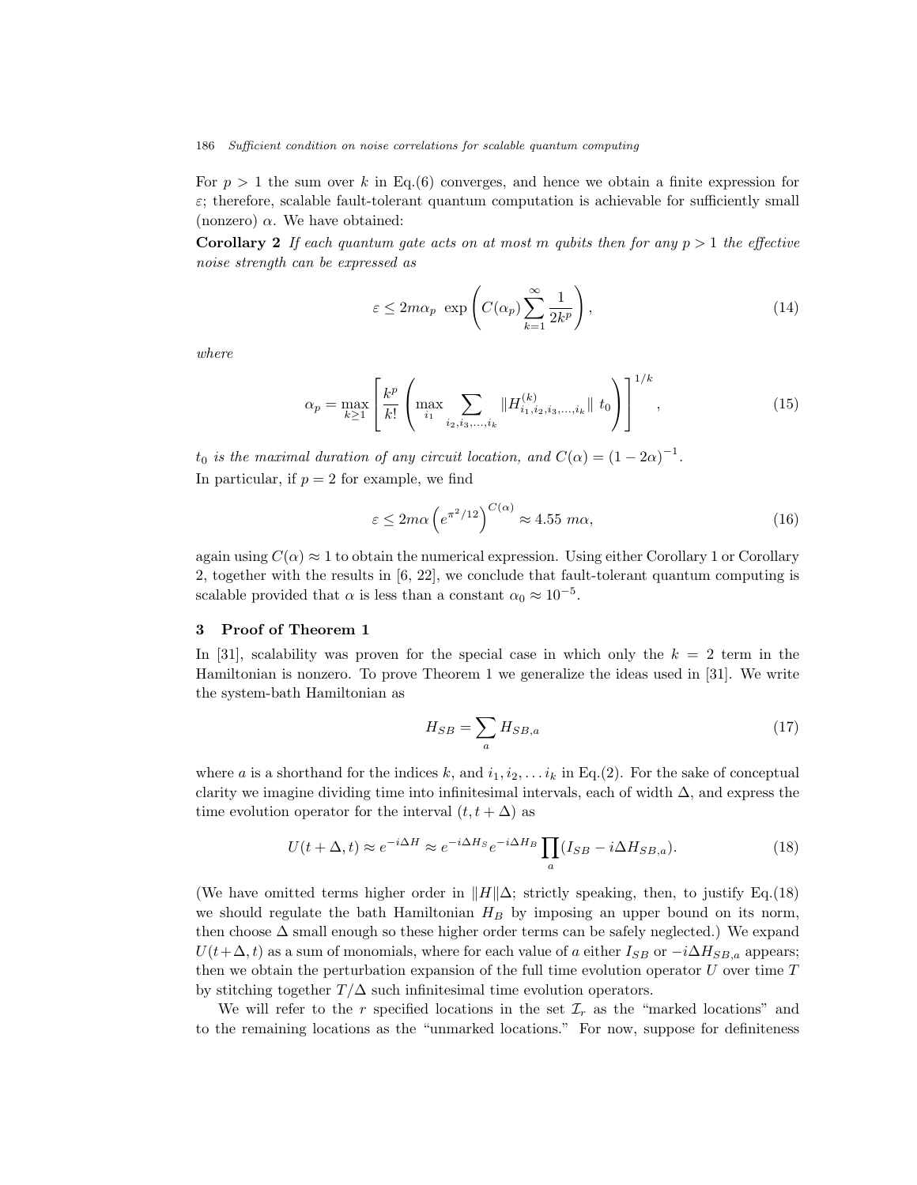For $p > 1$ the sum over $k$ in Eq.(6) converges, and hence we obtain a finite expression for $\varepsilon$; therefore, scalable fault-tolerant quantum computation is achievable for sufficiently small (nonzero) $\alpha$. We have obtained:

**Corollary 2** *If each quantum gate acts on at most $m$ qubits then for any $p > 1$ the effective noise strength can be expressed as*

$$\varepsilon \leq 2m\alpha_p \; \exp\left( C(\alpha_p) \sum_{k=1}^{\infty} \frac{1}{2k^p} \right), \tag{14}$$

*where*

$$\alpha_p = \max_{k \geq 1} \left[ \frac{k^p}{k!} \left( \max_{i_1} \sum_{i_2, i_3, \ldots, i_k} \| H^{(k)}_{i_1, i_2, i_3, \ldots, i_k} \| \; t_0 \right) \right]^{1/k}, \tag{15}$$

*$t_0$ is the maximal duration of any circuit location, and $C(\alpha) = (1 - 2\alpha)^{-1}$.*

In particular, if $p = 2$ for example, we find

$$\varepsilon \leq 2m\alpha \left( e^{\pi^2/12} \right)^{C(\alpha)} \approx 4.55 \; m\alpha, \tag{16}$$

again using $C(\alpha) \approx 1$ to obtain the numerical expression. Using either Corollary 1 or Corollary 2, together with the results in [6, 22], we conclude that fault-tolerant quantum computing is scalable provided that $\alpha$ is less than a constant $\alpha_0 \approx 10^{-5}$.

## 3 Proof of Theorem 1

In [31], scalability was proven for the special case in which only the $k = 2$ term in the Hamiltonian is nonzero. To prove Theorem 1 we generalize the ideas used in [31]. We write the system-bath Hamiltonian as

$$H_{SB} = \sum_a H_{SB,a} \tag{17}$$

where $a$ is a shorthand for the indices $k$, and $i_1, i_2, \ldots i_k$ in Eq.(2). For the sake of conceptual clarity we imagine dividing time into infinitesimal intervals, each of width $\Delta$, and express the time evolution operator for the interval $(t, t + \Delta)$ as

$$U(t + \Delta, t) \approx e^{-i\Delta H} \approx e^{-i\Delta H_S} e^{-i\Delta H_B} \prod_a (I_{SB} - i\Delta H_{SB,a}). \tag{18}$$

(We have omitted terms higher order in $\|H\|\Delta$; strictly speaking, then, to justify Eq.(18) we should regulate the bath Hamiltonian $H_B$ by imposing an upper bound on its norm, then choose $\Delta$ small enough so these higher order terms can be safely neglected.) We expand $U(t+\Delta, t)$ as a sum of monomials, where for each value of $a$ either $I_{SB}$ or $-i\Delta H_{SB,a}$ appears; then we obtain the perturbation expansion of the full time evolution operator $U$ over time $T$ by stitching together $T/\Delta$ such infinitesimal time evolution operators.

We will refer to the $r$ specified locations in the set $\mathcal{I}_r$ as the "marked locations" and to the remaining locations as the "unmarked locations." For now, suppose for definiteness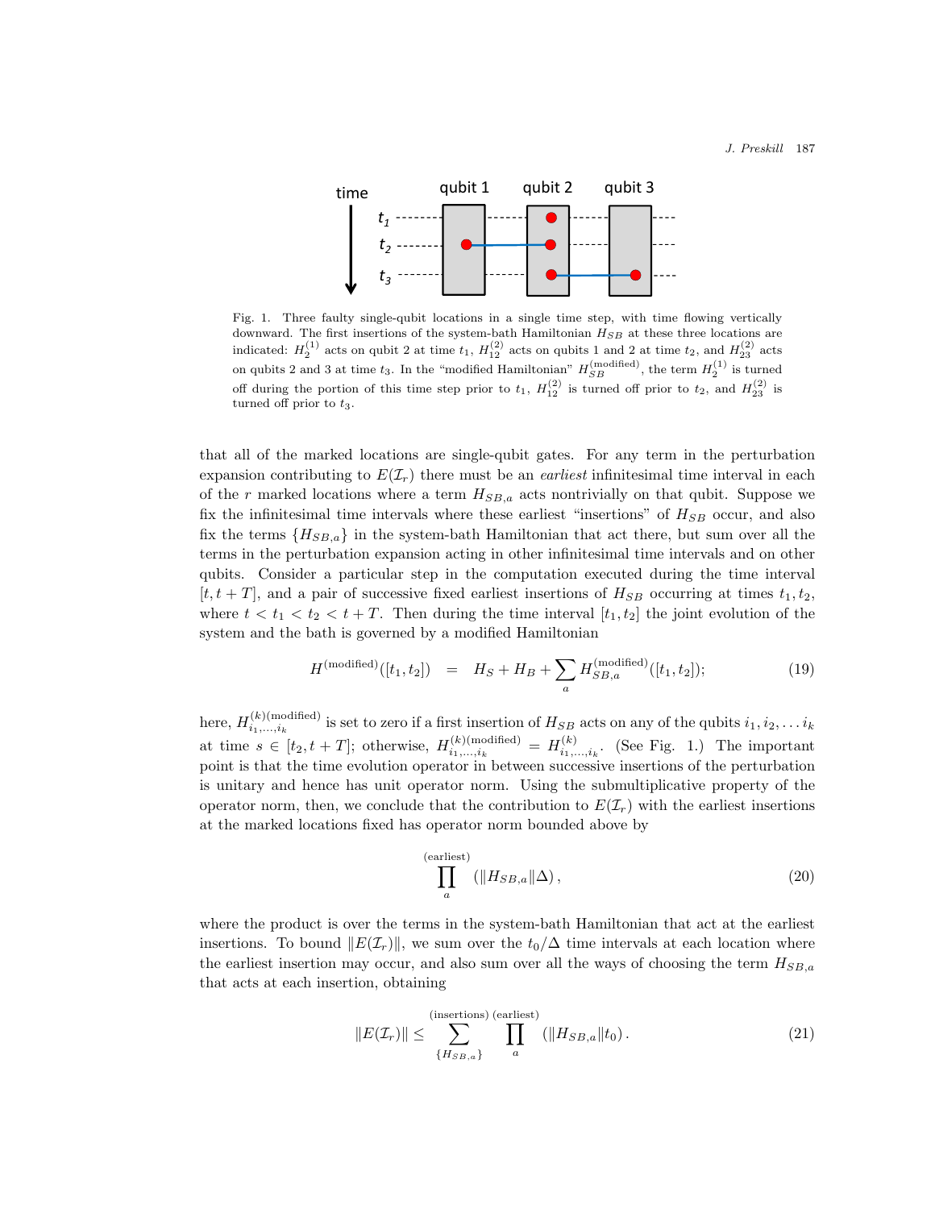Fig. 1. Three faulty single-qubit locations in a single time step, with time flowing vertically downward. The first insertions of the system-bath Hamiltonian $H_{SB}$ at these three locations are indicated: $H_2^{(1)}$ acts on qubit 2 at time $t_1$, $H_{12}^{(2)}$ acts on qubits 1 and 2 at time $t_2$, and $H_{23}^{(2)}$ acts on qubits 2 and 3 at time $t_3$. In the "modified Hamiltonian" $H_{SB}^{(\text{modified})}$, the term $H_2^{(1)}$ is turned off during the portion of this time step prior to $t_1$, $H_{12}^{(2)}$ is turned off prior to $t_2$, and $H_{23}^{(2)}$ is turned off prior to $t_3$.

that all of the marked locations are single-qubit gates. For any term in the perturbation expansion contributing to $E(\mathcal{I}_r)$ there must be an *earliest* infinitesimal time interval in each of the $r$ marked locations where a term $H_{SB,a}$ acts nontrivially on that qubit. Suppose we fix the infinitesimal time intervals where these earliest "insertions" of $H_{SB}$ occur, and also fix the terms $\{H_{SB,a}\}$ in the system-bath Hamiltonian that act there, but sum over all the terms in the perturbation expansion acting in other infinitesimal time intervals and on other qubits. Consider a particular step in the computation executed during the time interval $[t, t+T]$, and a pair of successive fixed earliest insertions of $H_{SB}$ occurring at times $t_1, t_2$, where $t < t_1 < t_2 < t+T$. Then during the time interval $[t_1, t_2]$ the joint evolution of the system and the bath is governed by a modified Hamiltonian

$$H^{(\text{modified})}([t_1, t_2]) \quad = \quad H_S + H_B + \sum_a H_{SB,a}^{(\text{modified})}([t_1, t_2]); \tag{19}$$

here, $H_{i_1,\ldots,i_k}^{(k)(\text{modified})}$ is set to zero if a first insertion of $H_{SB}$ acts on any of the qubits $i_1, i_2, \ldots i_k$ at time $s \in [t_2, t+T]$; otherwise, $H_{i_1,\ldots,i_k}^{(k)(\text{modified})} = H_{i_1,\ldots,i_k}^{(k)}$. (See Fig. 1.) The important point is that the time evolution operator in between successive insertions of the perturbation is unitary and hence has unit operator norm. Using the submultiplicative property of the operator norm, then, we conclude that the contribution to $E(\mathcal{I}_r)$ with the earliest insertions at the marked locations fixed has operator norm bounded above by

$$\prod_a^{(\text{earliest})} \left(\|H_{SB,a}\|\Delta\right), \tag{20}$$

where the product is over the terms in the system-bath Hamiltonian that act at the earliest insertions. To bound $\|E(\mathcal{I}_r)\|$, we sum over the $t_0/\Delta$ time intervals at each location where the earliest insertion may occur, and also sum over all the ways of choosing the term $H_{SB,a}$ that acts at each insertion, obtaining

$$\|E(\mathcal{I}_r)\| \leq \sum_{\{H_{SB,a}\}}^{(\text{insertions})} \prod_a^{(\text{earliest})} \left(\|H_{SB,a}\|t_0\right). \tag{21}$$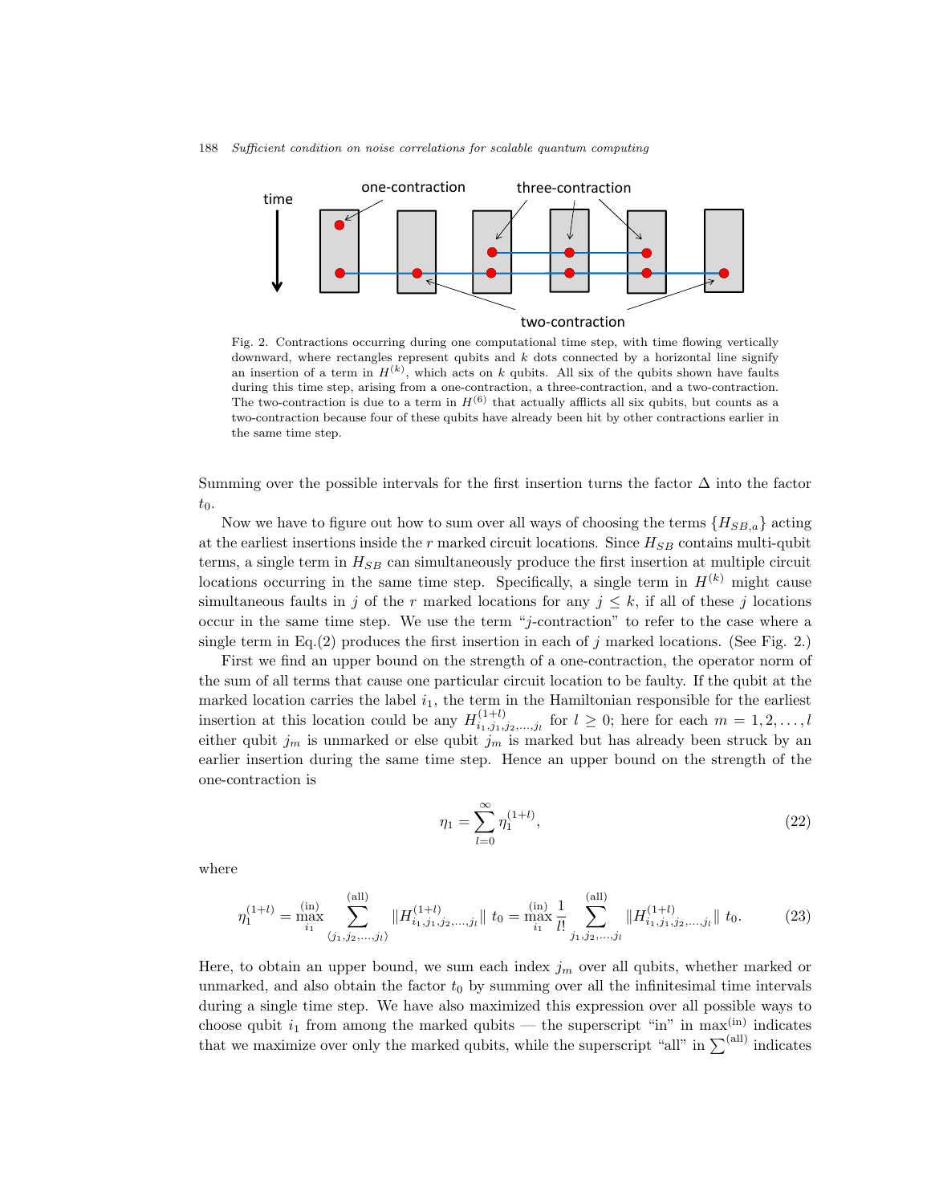Fig. 2. Contractions occurring during one computational time step, with time flowing vertically downward, where rectangles represent qubits and $k$ dots connected by a horizontal line signify an insertion of a term in $H^{(k)}$, which acts on $k$ qubits. All six of the qubits shown have faults during this time step, arising from a one-contraction, a three-contraction, and a two-contraction. The two-contraction is due to a term in $H^{(6)}$ that actually afflicts all six qubits, but counts as a two-contraction because four of these qubits have already been hit by other contractions earlier in the same time step.

Summing over the possible intervals for the first insertion turns the factor $\Delta$ into the factor $t_0$.

Now we have to figure out how to sum over all ways of choosing the terms $\{H_{SB,a}\}$ acting at the earliest insertions inside the $r$ marked circuit locations. Since $H_{SB}$ contains multi-qubit terms, a single term in $H_{SB}$ can simultaneously produce the first insertion at multiple circuit locations occurring in the same time step. Specifically, a single term in $H^{(k)}$ might cause simultaneous faults in $j$ of the $r$ marked locations for any $j \leq k$, if all of these $j$ locations occur in the same time step. We use the term "$j$-contraction" to refer to the case where a single term in Eq.(2) produces the first insertion in each of $j$ marked locations. (See Fig. 2.)

First we find an upper bound on the strength of a one-contraction, the operator norm of the sum of all terms that cause one particular circuit location to be faulty. If the qubit at the marked location carries the label $i_1$, the term in the Hamiltonian responsible for the earliest insertion at this location could be any $H^{(1+l)}_{i_1,j_1,j_2,\ldots,j_l}$ for $l \geq 0$; here for each $m = 1, 2, \ldots, l$ either qubit $j_m$ is unmarked or else qubit $j_m$ is marked but has already been struck by an earlier insertion during the same time step. Hence an upper bound on the strength of the one-contraction is

$$\eta_1 = \sum_{l=0}^{\infty} \eta_1^{(1+l)}, \tag{22}$$

where

$$\eta_1^{(1+l)} = \max_{i_1}^{\text{(in)}} \sum_{\langle j_1,j_2,\ldots,j_l \rangle}^{\text{(all)}} \|H^{(1+l)}_{i_1,j_1,j_2,\ldots,j_l}\| \; t_0 = \max_{i_1}^{\text{(in)}} \frac{1}{l!} \sum_{j_1,j_2,\ldots,j_l}^{\text{(all)}} \|H^{(1+l)}_{i_1,j_1,j_2,\ldots,j_l}\| \; t_0. \tag{23}$$

Here, to obtain an upper bound, we sum each index $j_m$ over all qubits, whether marked or unmarked, and also obtain the factor $t_0$ by summing over all the infinitesimal time intervals during a single time step. We have also maximized this expression over all possible ways to choose qubit $i_1$ from among the marked qubits — the superscript "in" in $\max^{\text{(in)}}$ indicates that we maximize over only the marked qubits, while the superscript "all" in $\sum^{\text{(all)}}$ indicates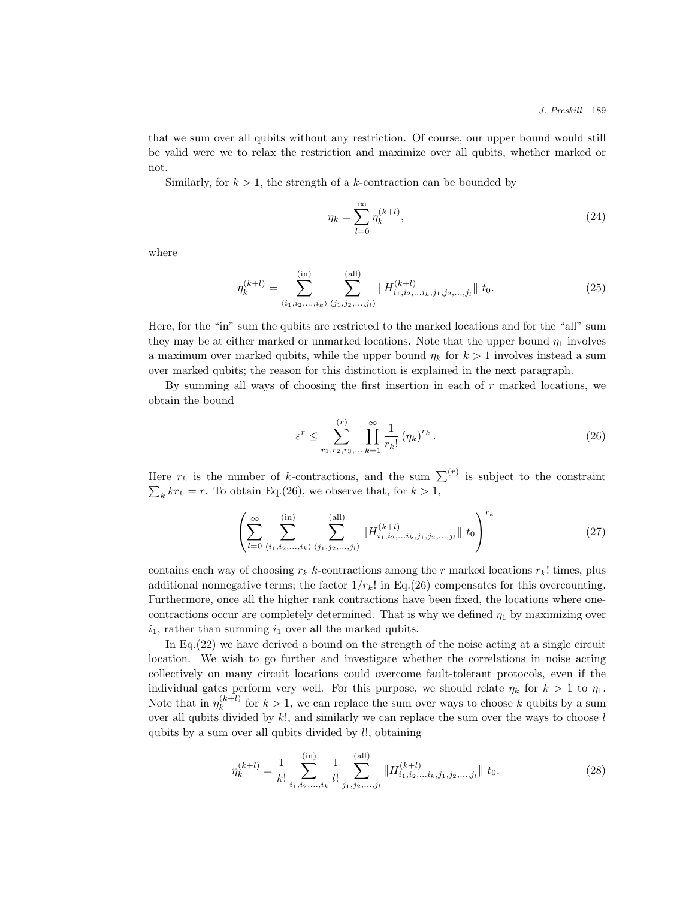that we sum over all qubits without any restriction. Of course, our upper bound would still be valid were we to relax the restriction and maximize over all qubits, whether marked or not.

Similarly, for $k > 1$, the strength of a $k$-contraction can be bounded by

$$\eta_k = \sum_{l=0}^{\infty} \eta_k^{(k+l)}, \tag{24}$$

where

$$\eta_k^{(k+l)} = \sum_{\langle i_1, i_2, \ldots, i_k \rangle}^{(\text{in})} \sum_{\langle j_1, j_2, \ldots, j_l \rangle}^{(\text{all})} \| H^{(k+l)}_{i_1, i_2, \ldots i_k, j_1, j_2, \ldots, j_l} \| \; t_0. \tag{25}$$

Here, for the "in" sum the qubits are restricted to the marked locations and for the "all" sum they may be at either marked or unmarked locations. Note that the upper bound $\eta_1$ involves a maximum over marked qubits, while the upper bound $\eta_k$ for $k > 1$ involves instead a sum over marked qubits; the reason for this distinction is explained in the next paragraph.

By summing all ways of choosing the first insertion in each of $r$ marked locations, we obtain the bound

$$\varepsilon^r \leq \sum_{r_1, r_2, r_3, \ldots}^{(r)} \prod_{k=1}^{\infty} \frac{1}{r_k!} \left(\eta_k\right)^{r_k}. \tag{26}$$

Here $r_k$ is the number of $k$-contractions, and the sum $\sum^{(r)}$ is subject to the constraint $\sum_k k r_k = r$. To obtain Eq.(26), we observe that, for $k > 1$,

$$\left( \sum_{l=0}^{\infty} \sum_{\langle i_1, i_2, \ldots, i_k \rangle}^{(\text{in})} \sum_{\langle j_1, j_2, \ldots, j_l \rangle}^{(\text{all})} \| H^{(k+l)}_{i_1, i_2, \ldots i_k, j_1, j_2, \ldots, j_l} \| \; t_0 \right)^{r_k} \tag{27}$$

contains each way of choosing $r_k$ $k$-contractions among the $r$ marked locations $r_k!$ times, plus additional nonnegative terms; the factor $1/r_k!$ in Eq.(26) compensates for this overcounting. Furthermore, once all the higher rank contractions have been fixed, the locations where one-contractions occur are completely determined. That is why we defined $\eta_1$ by maximizing over $i_1$, rather than summing $i_1$ over all the marked qubits.

In Eq.(22) we have derived a bound on the strength of the noise acting at a single circuit location. We wish to go further and investigate whether the correlations in noise acting collectively on many circuit locations could overcome fault-tolerant protocols, even if the individual gates perform very well. For this purpose, we should relate $\eta_k$ for $k > 1$ to $\eta_1$. Note that in $\eta_k^{(k+l)}$ for $k > 1$, we can replace the sum over ways to choose $k$ qubits by a sum over all qubits divided by $k!$, and similarly we can replace the sum over the ways to choose $l$ qubits by a sum over all qubits divided by $l!$, obtaining

$$\eta_k^{(k+l)} = \frac{1}{k!} \sum_{i_1, i_2, \ldots, i_k}^{(\text{in})} \frac{1}{l!} \sum_{j_1, j_2, \ldots, j_l}^{(\text{all})} \| H^{(k+l)}_{i_1, i_2, \ldots i_k, j_1, j_2, \ldots, j_l} \| \; t_0. \tag{28}$$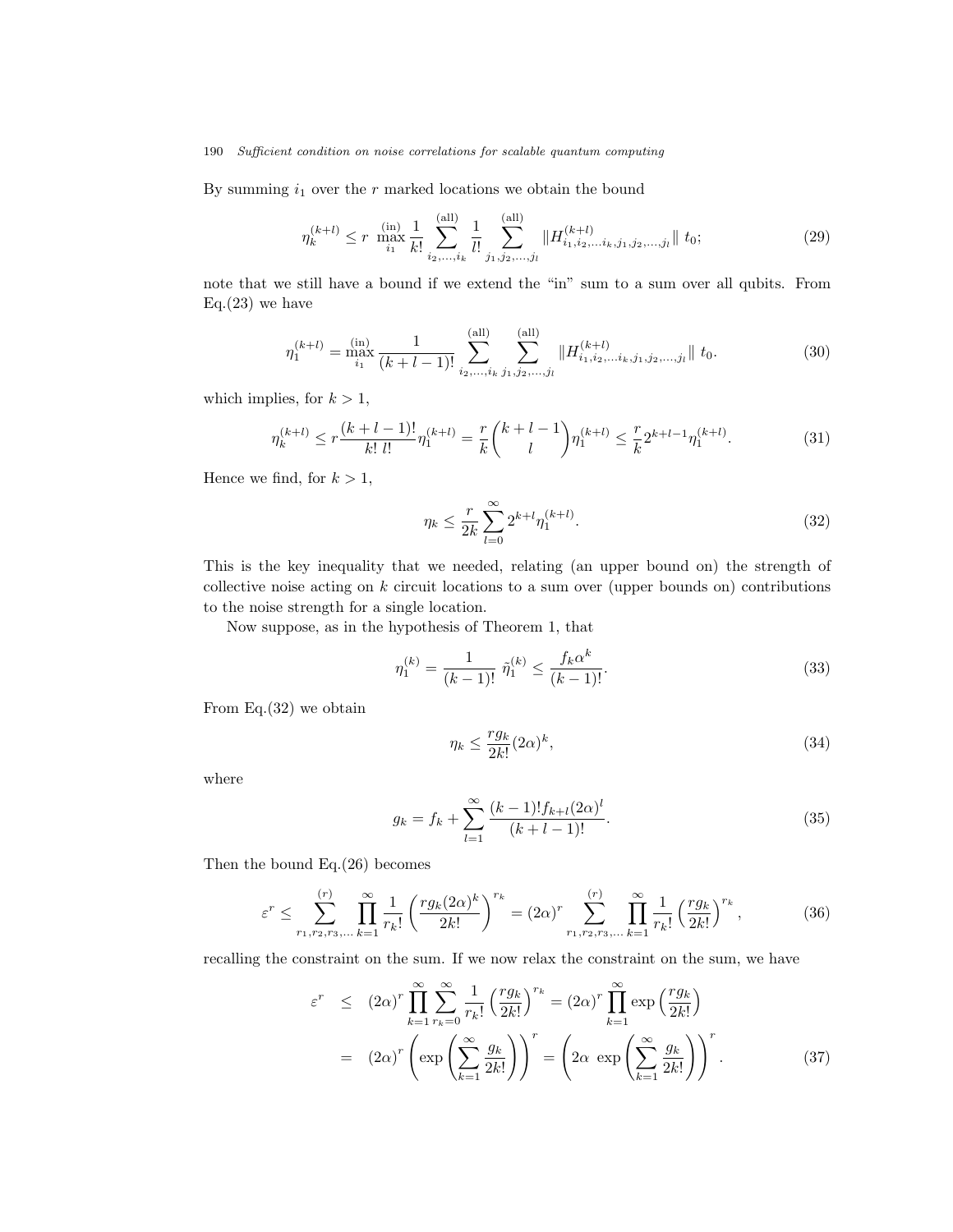By summing $i_1$ over the $r$ marked locations we obtain the bound

$$\eta_k^{(k+l)} \leq r \max_{i_1}^{(\text{in})} \frac{1}{k!} \sum_{i_2,\ldots,i_k}^{(\text{all})} \frac{1}{l!} \sum_{j_1,j_2,\ldots,j_l}^{(\text{all})} \|H_{i_1,i_2,\ldots i_k,j_1,j_2,\ldots,j_l}^{(k+l)}\| \ t_0; \tag{29}$$

note that we still have a bound if we extend the "in" sum to a sum over all qubits. From Eq.(23) we have

$$\eta_1^{(k+l)} = \max_{i_1}^{(\text{in})} \frac{1}{(k+l-1)!} \sum_{i_2,\ldots,i_k}^{(\text{all})} \sum_{j_1,j_2,\ldots,j_l}^{(\text{all})} \|H_{i_1,i_2,\ldots i_k,j_1,j_2,\ldots,j_l}^{(k+l)}\| \ t_0. \tag{30}$$

which implies, for $k > 1$,

$$\eta_k^{(k+l)} \leq r \frac{(k+l-1)!}{k! \ l!} \eta_1^{(k+l)} = \frac{r}{k} \binom{k+l-1}{l} \eta_1^{(k+l)} \leq \frac{r}{k} 2^{k+l-1} \eta_1^{(k+l)}. \tag{31}$$

Hence we find, for $k > 1$,

$$\eta_k \leq \frac{r}{2k} \sum_{l=0}^{\infty} 2^{k+l} \eta_1^{(k+l)}. \tag{32}$$

This is the key inequality that we needed, relating (an upper bound on) the strength of collective noise acting on $k$ circuit locations to a sum over (upper bounds on) contributions to the noise strength for a single location.

Now suppose, as in the hypothesis of Theorem 1, that

$$\eta_1^{(k)} = \frac{1}{(k-1)!} \ \tilde{\eta}_1^{(k)} \leq \frac{f_k \alpha^k}{(k-1)!}. \tag{33}$$

From Eq.(32) we obtain

$$\eta_k \leq \frac{r g_k}{2k!} (2\alpha)^k, \tag{34}$$

where

$$g_k = f_k + \sum_{l=1}^{\infty} \frac{(k-1)! f_{k+l} (2\alpha)^l}{(k+l-1)!}. \tag{35}$$

Then the bound Eq.(26) becomes

$$\varepsilon^r \leq \sum_{r_1,r_2,r_3,\ldots}^{(r)} \prod_{k=1}^{\infty} \frac{1}{r_k!} \left( \frac{r g_k (2\alpha)^k}{2k!} \right)^{r_k} = (2\alpha)^r \sum_{r_1,r_2,r_3,\ldots}^{(r)} \prod_{k=1}^{\infty} \frac{1}{r_k!} \left( \frac{r g_k}{2k!} \right)^{r_k}, \tag{36}$$

recalling the constraint on the sum. If we now relax the constraint on the sum, we have

$$\begin{aligned} \varepsilon^r &\leq (2\alpha)^r \prod_{k=1}^{\infty} \sum_{r_k=0}^{\infty} \frac{1}{r_k!} \left( \frac{r g_k}{2k!} \right)^{r_k} = (2\alpha)^r \prod_{k=1}^{\infty} \exp\left( \frac{r g_k}{2k!} \right) \\ &= (2\alpha)^r \left( \exp\left( \sum_{k=1}^{\infty} \frac{g_k}{2k!} \right) \right)^r = \left( 2\alpha \ \exp\left( \sum_{k=1}^{\infty} \frac{g_k}{2k!} \right) \right)^r. \end{aligned} \tag{37}$$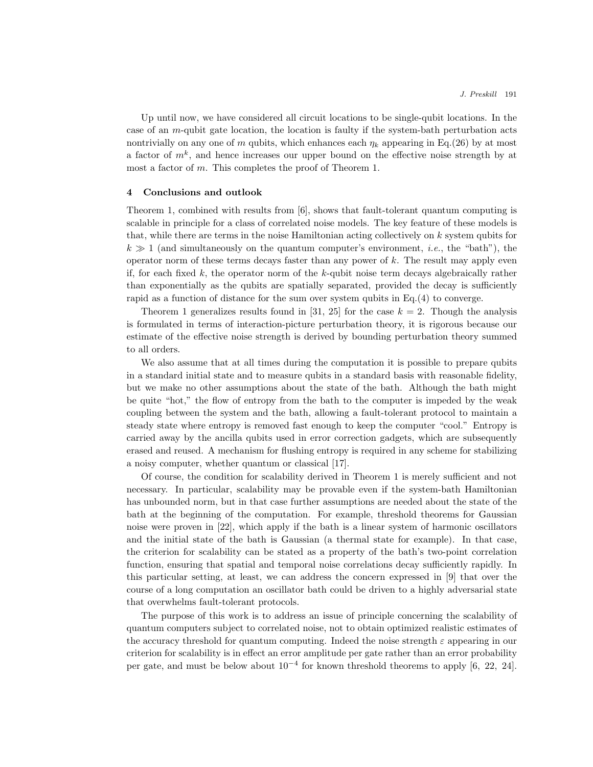Up until now, we have considered all circuit locations to be single-qubit locations. In the case of an $m$-qubit gate location, the location is faulty if the system-bath perturbation acts nontrivially on any one of $m$ qubits, which enhances each $\eta_k$ appearing in Eq.(26) by at most a factor of $m^k$, and hence increases our upper bound on the effective noise strength by at most a factor of $m$. This completes the proof of Theorem 1.

## 4 Conclusions and outlook

Theorem 1, combined with results from [6], shows that fault-tolerant quantum computing is scalable in principle for a class of correlated noise models. The key feature of these models is that, while there are terms in the noise Hamiltonian acting collectively on $k$ system qubits for $k \gg 1$ (and simultaneously on the quantum computer's environment, *i.e.*, the "bath"), the operator norm of these terms decays faster than any power of $k$. The result may apply even if, for each fixed $k$, the operator norm of the $k$-qubit noise term decays algebraically rather than exponentially as the qubits are spatially separated, provided the decay is sufficiently rapid as a function of distance for the sum over system qubits in Eq.(4) to converge.

Theorem 1 generalizes results found in [31, 25] for the case $k = 2$. Though the analysis is formulated in terms of interaction-picture perturbation theory, it is rigorous because our estimate of the effective noise strength is derived by bounding perturbation theory summed to all orders.

We also assume that at all times during the computation it is possible to prepare qubits in a standard initial state and to measure qubits in a standard basis with reasonable fidelity, but we make no other assumptions about the state of the bath. Although the bath might be quite "hot," the flow of entropy from the bath to the computer is impeded by the weak coupling between the system and the bath, allowing a fault-tolerant protocol to maintain a steady state where entropy is removed fast enough to keep the computer "cool." Entropy is carried away by the ancilla qubits used in error correction gadgets, which are subsequently erased and reused. A mechanism for flushing entropy is required in any scheme for stabilizing a noisy computer, whether quantum or classical [17].

Of course, the condition for scalability derived in Theorem 1 is merely sufficient and not necessary. In particular, scalability may be provable even if the system-bath Hamiltonian has unbounded norm, but in that case further assumptions are needed about the state of the bath at the beginning of the computation. For example, threshold theorems for Gaussian noise were proven in [22], which apply if the bath is a linear system of harmonic oscillators and the initial state of the bath is Gaussian (a thermal state for example). In that case, the criterion for scalability can be stated as a property of the bath's two-point correlation function, ensuring that spatial and temporal noise correlations decay sufficiently rapidly. In this particular setting, at least, we can address the concern expressed in [9] that over the course of a long computation an oscillator bath could be driven to a highly adversarial state that overwhelms fault-tolerant protocols.

The purpose of this work is to address an issue of principle concerning the scalability of quantum computers subject to correlated noise, not to obtain optimized realistic estimates of the accuracy threshold for quantum computing. Indeed the noise strength $\varepsilon$ appearing in our criterion for scalability is in effect an error amplitude per gate rather than an error probability per gate, and must be below about $10^{-4}$ for known threshold theorems to apply [6, 22, 24].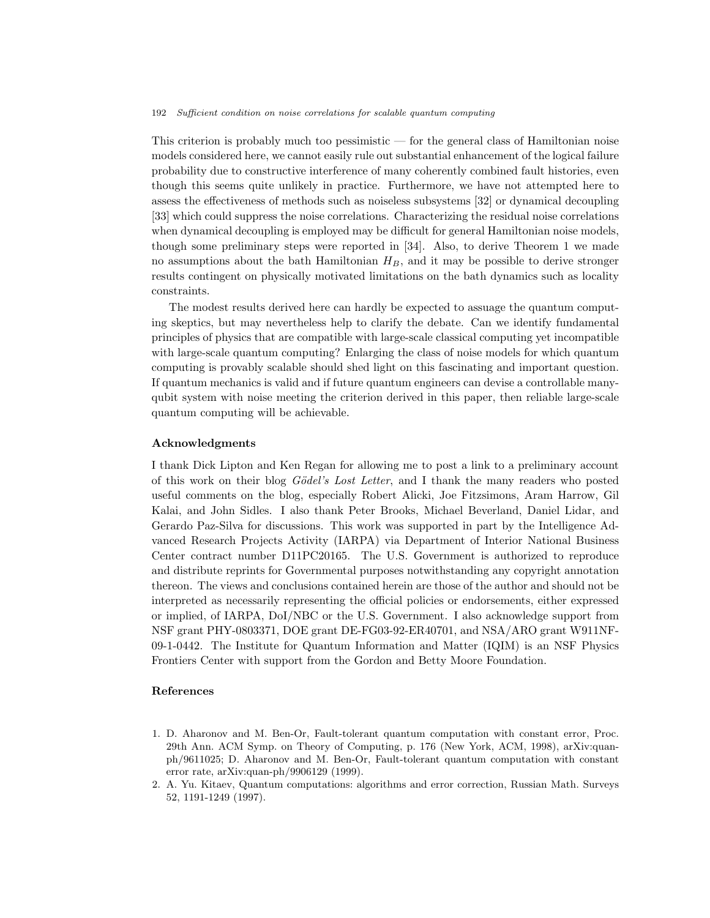This criterion is probably much too pessimistic — for the general class of Hamiltonian noise models considered here, we cannot easily rule out substantial enhancement of the logical failure probability due to constructive interference of many coherently combined fault histories, even though this seems quite unlikely in practice. Furthermore, we have not attempted here to assess the effectiveness of methods such as noiseless subsystems [32] or dynamical decoupling [33] which could suppress the noise correlations. Characterizing the residual noise correlations when dynamical decoupling is employed may be difficult for general Hamiltonian noise models, though some preliminary steps were reported in [34]. Also, to derive Theorem 1 we made no assumptions about the bath Hamiltonian $H_B$, and it may be possible to derive stronger results contingent on physically motivated limitations on the bath dynamics such as locality constraints.

The modest results derived here can hardly be expected to assuage the quantum computing skeptics, but may nevertheless help to clarify the debate. Can we identify fundamental principles of physics that are compatible with large-scale classical computing yet incompatible with large-scale quantum computing? Enlarging the class of noise models for which quantum computing is provably scalable should shed light on this fascinating and important question. If quantum mechanics is valid and if future quantum engineers can devise a controllable many-qubit system with noise meeting the criterion derived in this paper, then reliable large-scale quantum computing will be achievable.

### Acknowledgments

I thank Dick Lipton and Ken Regan for allowing me to post a link to a preliminary account of this work on their blog *Gödel's Lost Letter*, and I thank the many readers who posted useful comments on the blog, especially Robert Alicki, Joe Fitzsimons, Aram Harrow, Gil Kalai, and John Sidles. I also thank Peter Brooks, Michael Beverland, Daniel Lidar, and Gerardo Paz-Silva for discussions. This work was supported in part by the Intelligence Advanced Research Projects Activity (IARPA) via Department of Interior National Business Center contract number D11PC20165. The U.S. Government is authorized to reproduce and distribute reprints for Governmental purposes notwithstanding any copyright annotation thereon. The views and conclusions contained herein are those of the author and should not be interpreted as necessarily representing the official policies or endorsements, either expressed or implied, of IARPA, DoI/NBC or the U.S. Government. I also acknowledge support from NSF grant PHY-0803371, DOE grant DE-FG03-92-ER40701, and NSA/ARO grant W911NF-09-1-0442. The Institute for Quantum Information and Matter (IQIM) is an NSF Physics Frontiers Center with support from the Gordon and Betty Moore Foundation.

### References

1. D. Aharonov and M. Ben-Or, Fault-tolerant quantum computation with constant error, Proc. 29th Ann. ACM Symp. on Theory of Computing, p. 176 (New York, ACM, 1998), arXiv:quant-ph/9611025; D. Aharonov and M. Ben-Or, Fault-tolerant quantum computation with constant error rate, arXiv:quan-ph/9906129 (1999).
2. A. Yu. Kitaev, Quantum computations: algorithms and error correction, Russian Math. Surveys 52, 1191-1249 (1997).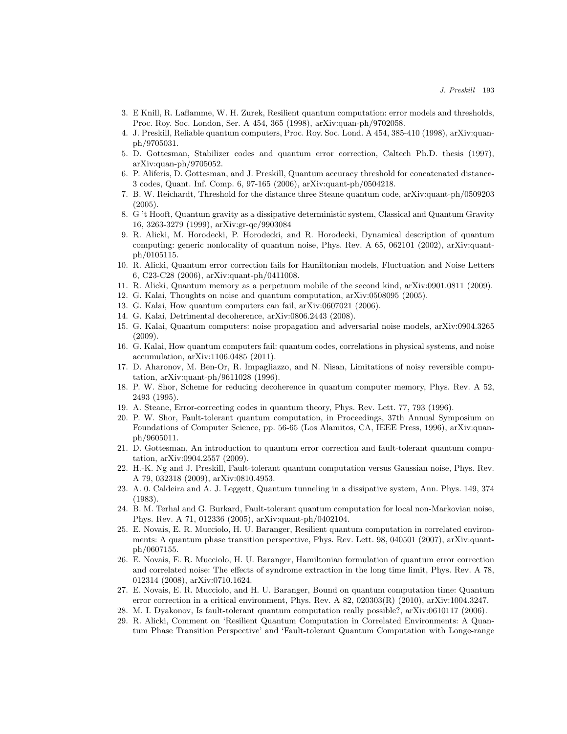3. E Knill, R. Laflamme, W. H. Zurek, Resilient quantum computation: error models and thresholds, Proc. Roy. Soc. London, Ser. A 454, 365 (1998), arXiv:quan-ph/9702058.
4. J. Preskill, Reliable quantum computers, Proc. Roy. Soc. Lond. A 454, 385-410 (1998), arXiv:quan-ph/9705031.
5. D. Gottesman, Stabilizer codes and quantum error correction, Caltech Ph.D. thesis (1997), arXiv:quan-ph/9705052.
6. P. Aliferis, D. Gottesman, and J. Preskill, Quantum accuracy threshold for concatenated distance-3 codes, Quant. Inf. Comp. 6, 97-165 (2006), arXiv:quant-ph/0504218.
7. B. W. Reichardt, Threshold for the distance three Steane quantum code, arXiv:quant-ph/0509203 (2005).
8. G 't Hooft, Quantum gravity as a dissipative deterministic system, Classical and Quantum Gravity 16, 3263-3279 (1999), arXiv:gr-qc/9903084
9. R. Alicki, M. Horodecki, P. Horodecki, and R. Horodecki, Dynamical description of quantum computing: generic nonlocality of quantum noise, Phys. Rev. A 65, 062101 (2002), arXiv:quant-ph/0105115.
10. R. Alicki, Quantum error correction fails for Hamiltonian models, Fluctuation and Noise Letters 6, C23-C28 (2006), arXiv:quant-ph/0411008.
11. R. Alicki, Quantum memory as a perpetuum mobile of the second kind, arXiv:0901.0811 (2009).
12. G. Kalai, Thoughts on noise and quantum computation, arXiv:0508095 (2005).
13. G. Kalai, How quantum computers can fail, arXiv:0607021 (2006).
14. G. Kalai, Detrimental decoherence, arXiv:0806.2443 (2008).
15. G. Kalai, Quantum computers: noise propagation and adversarial noise models, arXiv:0904.3265 (2009).
16. G. Kalai, How quantum computers fail: quantum codes, correlations in physical systems, and noise accumulation, arXiv:1106.0485 (2011).
17. D. Aharonov, M. Ben-Or, R. Impagliazzo, and N. Nisan, Limitations of noisy reversible computation, arXiv:quant-ph/9611028 (1996).
18. P. W. Shor, Scheme for reducing decoherence in quantum computer memory, Phys. Rev. A 52, 2493 (1995).
19. A. Steane, Error-correcting codes in quantum theory, Phys. Rev. Lett. 77, 793 (1996).
20. P. W. Shor, Fault-tolerant quantum computation, in Proceedings, 37th Annual Symposium on Foundations of Computer Science, pp. 56-65 (Los Alamitos, CA, IEEE Press, 1996), arXiv:quan-ph/9605011.
21. D. Gottesman, An introduction to quantum error correction and fault-tolerant quantum computation, arXiv:0904.2557 (2009).
22. H.-K. Ng and J. Preskill, Fault-tolerant quantum computation versus Gaussian noise, Phys. Rev. A 79, 032318 (2009), arXiv:0810.4953.
23. A. 0. Caldeira and A. J. Leggett, Quantum tunneling in a dissipative system, Ann. Phys. 149, 374 (1983).
24. B. M. Terhal and G. Burkard, Fault-tolerant quantum computation for local non-Markovian noise, Phys. Rev. A 71, 012336 (2005), arXiv:quant-ph/0402104.
25. E. Novais, E. R. Mucciolo, H. U. Baranger, Resilient quantum computation in correlated environments: A quantum phase transition perspective, Phys. Rev. Lett. 98, 040501 (2007), arXiv:quant-ph/0607155.
26. E. Novais, E. R. Mucciolo, H. U. Baranger, Hamiltonian formulation of quantum error correction and correlated noise: The effects of syndrome extraction in the long time limit, Phys. Rev. A 78, 012314 (2008), arXiv:0710.1624.
27. E. Novais, E. R. Mucciolo, and H. U. Baranger, Bound on quantum computation time: Quantum error correction in a critical environment, Phys. Rev. A 82, 020303(R) (2010), arXiv:1004.3247.
28. M. I. Dyakonov, Is fault-tolerant quantum computation really possible?, arXiv:0610117 (2006).
29. R. Alicki, Comment on 'Resilient Quantum Computation in Correlated Environments: A Quantum Phase Transition Perspective' and 'Fault-tolerant Quantum Computation with Longe-range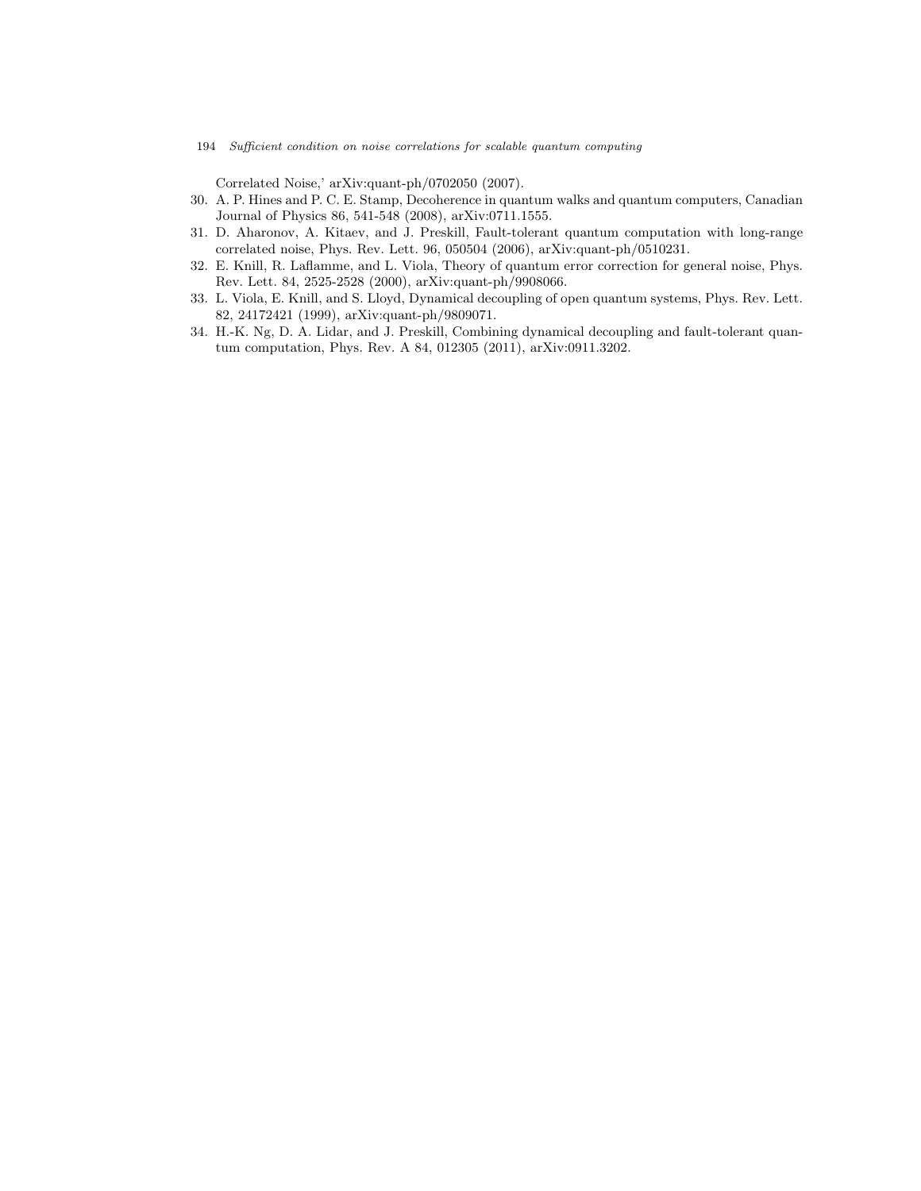Correlated Noise,' arXiv:quant-ph/0702050 (2007).

30. A. P. Hines and P. C. E. Stamp, Decoherence in quantum walks and quantum computers, Canadian Journal of Physics 86, 541-548 (2008), arXiv:0711.1555.
31. D. Aharonov, A. Kitaev, and J. Preskill, Fault-tolerant quantum computation with long-range correlated noise, Phys. Rev. Lett. 96, 050504 (2006), arXiv:quant-ph/0510231.
32. E. Knill, R. Laflamme, and L. Viola, Theory of quantum error correction for general noise, Phys. Rev. Lett. 84, 2525-2528 (2000), arXiv:quant-ph/9908066.
33. L. Viola, E. Knill, and S. Lloyd, Dynamical decoupling of open quantum systems, Phys. Rev. Lett. 82, 24172421 (1999), arXiv:quant-ph/9809071.
34. H.-K. Ng, D. A. Lidar, and J. Preskill, Combining dynamical decoupling and fault-tolerant quantum computation, Phys. Rev. A 84, 012305 (2011), arXiv:0911.3202.